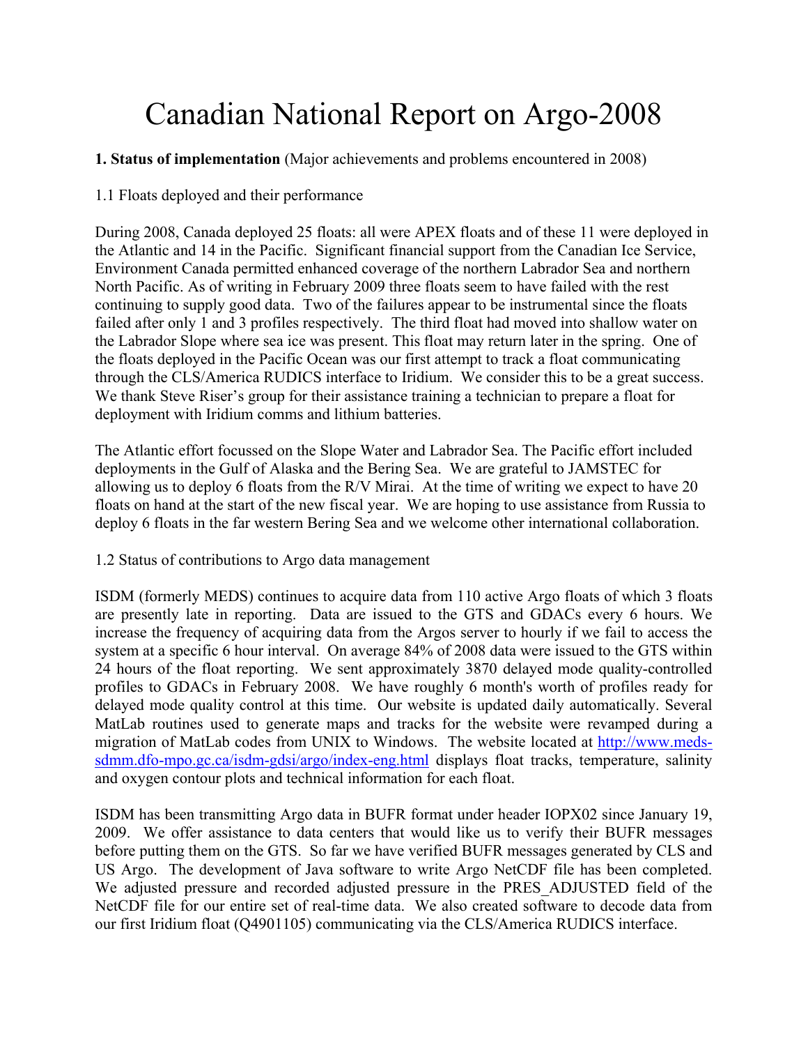# Canadian National Report on Argo-2008

**1. Status of implementation** (Major achievements and problems encountered in 2008)

1.1 Floats deployed and their performance

During 2008, Canada deployed 25 floats: all were APEX floats and of these 11 were deployed in the Atlantic and 14 in the Pacific. Significant financial support from the Canadian Ice Service, Environment Canada permitted enhanced coverage of the northern Labrador Sea and northern North Pacific. As of writing in February 2009 three floats seem to have failed with the rest continuing to supply good data. Two of the failures appear to be instrumental since the floats failed after only 1 and 3 profiles respectively. The third float had moved into shallow water on the Labrador Slope where sea ice was present. This float may return later in the spring. One of the floats deployed in the Pacific Ocean was our first attempt to track a float communicating through the CLS/America RUDICS interface to Iridium. We consider this to be a great success. We thank Steve Riser's group for their assistance training a technician to prepare a float for deployment with Iridium comms and lithium batteries.

The Atlantic effort focussed on the Slope Water and Labrador Sea. The Pacific effort included deployments in the Gulf of Alaska and the Bering Sea. We are grateful to JAMSTEC for allowing us to deploy 6 floats from the R/V Mirai. At the time of writing we expect to have 20 floats on hand at the start of the new fiscal year. We are hoping to use assistance from Russia to deploy 6 floats in the far western Bering Sea and we welcome other international collaboration.

1.2 Status of contributions to Argo data management

ISDM (formerly MEDS) continues to acquire data from 110 active Argo floats of which 3 floats are presently late in reporting. Data are issued to the GTS and GDACs every 6 hours. We increase the frequency of acquiring data from the Argos server to hourly if we fail to access the system at a specific 6 hour interval. On average 84% of 2008 data were issued to the GTS within 24 hours of the float reporting. We sent approximately 3870 delayed mode quality-controlled profiles to GDACs in February 2008. We have roughly 6 month's worth of profiles ready for delayed mode quality control at this time. Our website is updated daily automatically. Several MatLab routines used to generate maps and tracks for the website were revamped during a migration of MatLab codes from UNIX to Windows. The website located at [http://www.meds-sdmm.dfo-mpo.gc.ca/isdm-gdsi/argo/index-eng.html](http://www.meds-sdmm.dfo-mpo.gc.ca/isdm-gdsi/argo/index-eng.html) displays float tracks, temperature, salinity and oxygen contour plots and technical information for each float.

ISDM has been transmitting Argo data in BUFR format under header IOPX02 since January 19, 2009. We offer assistance to data centers that would like us to verify their BUFR messages before putting them on the GTS. So far we have verified BUFR messages generated by CLS and US Argo. The development of Java software to write Argo NetCDF file has been completed. We adjusted pressure and recorded adjusted pressure in the PRES_ADJUSTED field of the NetCDF file for our entire set of real-time data. We also created software to decode data from our first Iridium float (Q4901105) communicating via the CLS/America RUDICS interface.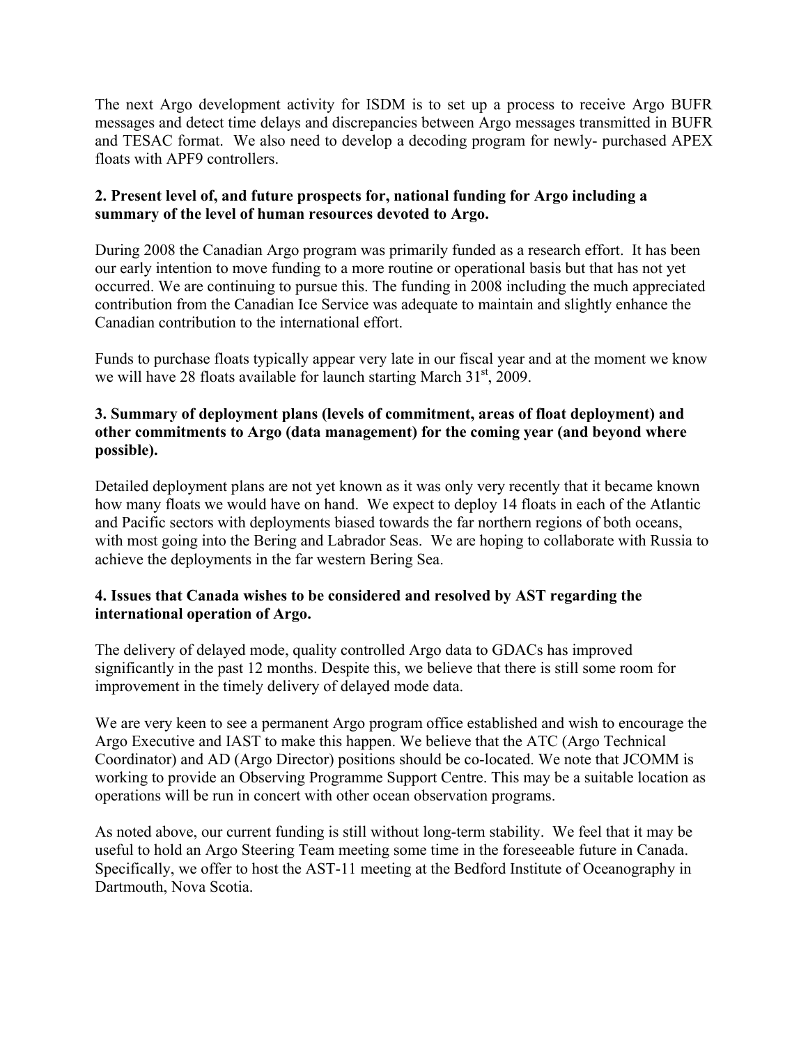The next Argo development activity for ISDM is to set up a process to receive Argo BUFR messages and detect time delays and discrepancies between Argo messages transmitted in BUFR and TESAC format. We also need to develop a decoding program for newly- purchased APEX floats with APF9 controllers.

**2. Present level of, and future prospects for, national funding for Argo including a summary of the level of human resources devoted to Argo.**

During 2008 the Canadian Argo program was primarily funded as a research effort. It has been our early intention to move funding to a more routine or operational basis but that has not yet occurred. We are continuing to pursue this. The funding in 2008 including the much appreciated contribution from the Canadian Ice Service was adequate to maintain and slightly enhance the Canadian contribution to the international effort.

Funds to purchase floats typically appear very late in our fiscal year and at the moment we know we will have 28 floats available for launch starting March 31st, 2009.

**3. Summary of deployment plans (levels of commitment, areas of float deployment) and other commitments to Argo (data management) for the coming year (and beyond where possible).**

Detailed deployment plans are not yet known as it was only very recently that it became known how many floats we would have on hand. We expect to deploy 14 floats in each of the Atlantic and Pacific sectors with deployments biased towards the far northern regions of both oceans, with most going into the Bering and Labrador Seas. We are hoping to collaborate with Russia to achieve the deployments in the far western Bering Sea.

**4. Issues that Canada wishes to be considered and resolved by AST regarding the international operation of Argo.**

The delivery of delayed mode, quality controlled Argo data to GDACs has improved significantly in the past 12 months. Despite this, we believe that there is still some room for improvement in the timely delivery of delayed mode data.

We are very keen to see a permanent Argo program office established and wish to encourage the Argo Executive and IAST to make this happen. We believe that the ATC (Argo Technical Coordinator) and AD (Argo Director) positions should be co-located. We note that JCOMM is working to provide an Observing Programme Support Centre. This may be a suitable location as operations will be run in concert with other ocean observation programs.

As noted above, our current funding is still without long-term stability. We feel that it may be useful to hold an Argo Steering Team meeting some time in the foreseeable future in Canada. Specifically, we offer to host the AST-11 meeting at the Bedford Institute of Oceanography in Dartmouth, Nova Scotia.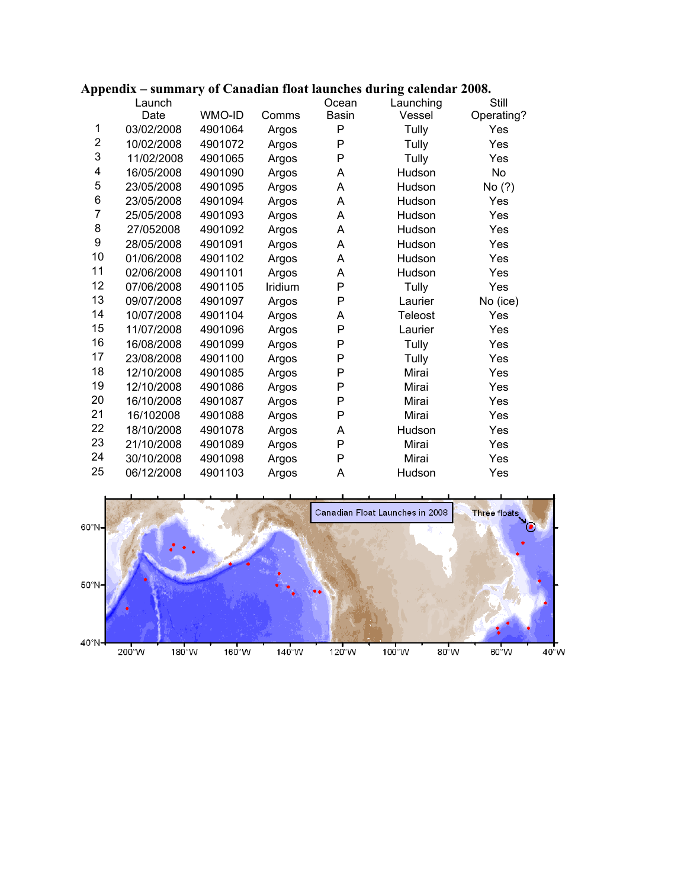**Appendix – summary of Canadian float launches during calendar 2008.**

| | Launch Date | WMO-ID | Comms | Ocean Basin | Launching Vessel | Still Operating? |
|---|---|---|---|---|---|---|
| 1 | 03/02/2008 | 4901064 | Argos | P | Tully | Yes |
| 2 | 10/02/2008 | 4901072 | Argos | P | Tully | Yes |
| 3 | 11/02/2008 | 4901065 | Argos | P | Tully | Yes |
| 4 | 16/05/2008 | 4901090 | Argos | A | Hudson | No |
| 5 | 23/05/2008 | 4901095 | Argos | A | Hudson | No (?) |
| 6 | 23/05/2008 | 4901094 | Argos | A | Hudson | Yes |
| 7 | 25/05/2008 | 4901093 | Argos | A | Hudson | Yes |
| 8 | 27/052008 | 4901092 | Argos | A | Hudson | Yes |
| 9 | 28/05/2008 | 4901091 | Argos | A | Hudson | Yes |
| 10 | 01/06/2008 | 4901102 | Argos | A | Hudson | Yes |
| 11 | 02/06/2008 | 4901101 | Argos | A | Hudson | Yes |
| 12 | 07/06/2008 | 4901105 | Iridium | P | Tully | Yes |
| 13 | 09/07/2008 | 4901097 | Argos | P | Laurier | No (ice) |
| 14 | 10/07/2008 | 4901104 | Argos | A | Teleost | Yes |
| 15 | 11/07/2008 | 4901096 | Argos | P | Laurier | Yes |
| 16 | 16/08/2008 | 4901099 | Argos | P | Tully | Yes |
| 17 | 23/08/2008 | 4901100 | Argos | P | Tully | Yes |
| 18 | 12/10/2008 | 4901085 | Argos | P | Mirai | Yes |
| 19 | 12/10/2008 | 4901086 | Argos | P | Mirai | Yes |
| 20 | 16/10/2008 | 4901087 | Argos | P | Mirai | Yes |
| 21 | 16/102008 | 4901088 | Argos | P | Mirai | Yes |
| 22 | 18/10/2008 | 4901078 | Argos | A | Hudson | Yes |
| 23 | 21/10/2008 | 4901089 | Argos | P | Mirai | Yes |
| 24 | 30/10/2008 | 4901098 | Argos | P | Mirai | Yes |
| 25 | 06/12/2008 | 4901103 | Argos | A | Hudson | Yes |

Canadian Float Launches in 2008

Three floats

60°N
50°N
40°N

200°W 180°W 160°W 140°W 120°W 100°W 80°W 60°W 40°W